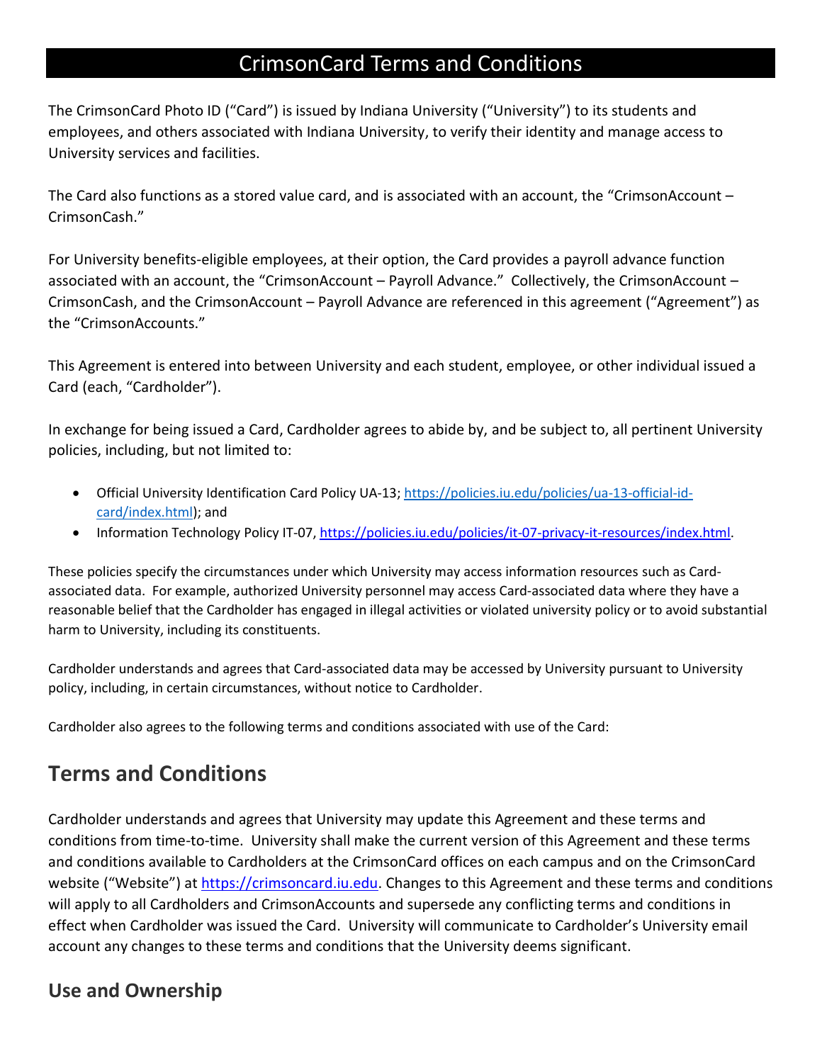# CrimsonCard Terms and Conditions

The CrimsonCard Photo ID ("Card") is issued by Indiana University ("University") to its students and employees, and others associated with Indiana University, to verify their identity and manage access to University services and facilities.

The Card also functions as a stored value card, and is associated with an account, the "CrimsonAccount – CrimsonCash."

For University benefits-eligible employees, at their option, the Card provides a payroll advance function associated with an account, the "CrimsonAccount – Payroll Advance." Collectively, the CrimsonAccount – CrimsonCash, and the CrimsonAccount – Payroll Advance are referenced in this agreement ("Agreement") as the "CrimsonAccounts."

This Agreement is entered into between University and each student, employee, or other individual issued a Card (each, "Cardholder").

In exchange for being issued a Card, Cardholder agrees to abide by, and be subject to, all pertinent University policies, including, but not limited to:

- Official University Identification Card Policy UA-13; https://policies.iu.edu/policies/ua-13-official-id-card/index.html); and
- Information Technology Policy IT-07, https://policies.iu.edu/policies/it-07-privacy-it-resources/index.html.

These policies specify the circumstances under which University may access information resources such as Card-associated data. For example, authorized University personnel may access Card-associated data where they have a reasonable belief that the Cardholder has engaged in illegal activities or violated university policy or to avoid substantial harm to University, including its constituents.

Cardholder understands and agrees that Card-associated data may be accessed by University pursuant to University policy, including, in certain circumstances, without notice to Cardholder.

Cardholder also agrees to the following terms and conditions associated with use of the Card:

## Terms and Conditions

Cardholder understands and agrees that University may update this Agreement and these terms and conditions from time-to-time. University shall make the current version of this Agreement and these terms and conditions available to Cardholders at the CrimsonCard offices on each campus and on the CrimsonCard website ("Website") at https://crimsoncard.iu.edu. Changes to this Agreement and these terms and conditions will apply to all Cardholders and CrimsonAccounts and supersede any conflicting terms and conditions in effect when Cardholder was issued the Card. University will communicate to Cardholder's University email account any changes to these terms and conditions that the University deems significant.

### Use and Ownership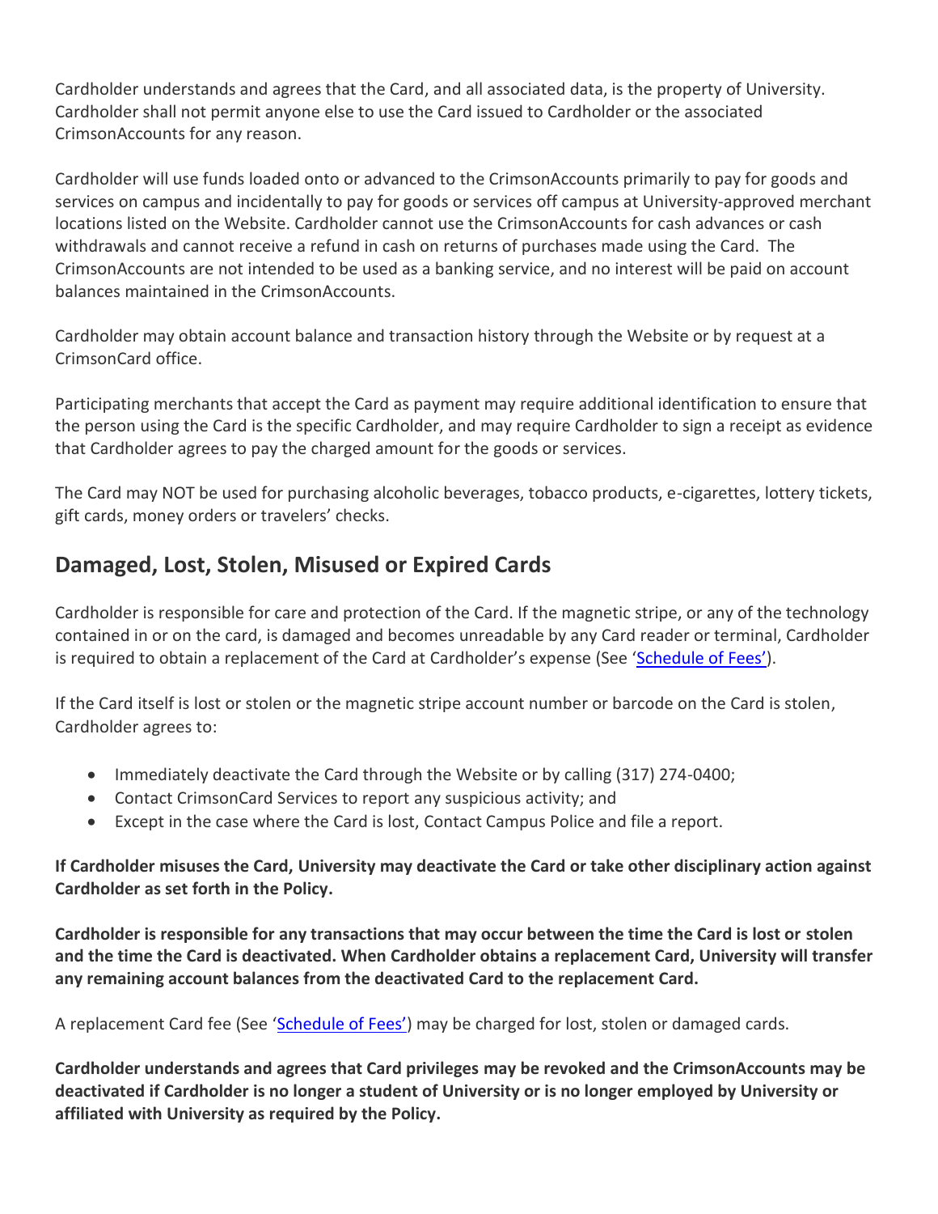Cardholder understands and agrees that the Card, and all associated data, is the property of University. Cardholder shall not permit anyone else to use the Card issued to Cardholder or the associated CrimsonAccounts for any reason.

Cardholder will use funds loaded onto or advanced to the CrimsonAccounts primarily to pay for goods and services on campus and incidentally to pay for goods or services off campus at University-approved merchant locations listed on the Website. Cardholder cannot use the CrimsonAccounts for cash advances or cash withdrawals and cannot receive a refund in cash on returns of purchases made using the Card. The CrimsonAccounts are not intended to be used as a banking service, and no interest will be paid on account balances maintained in the CrimsonAccounts.

Cardholder may obtain account balance and transaction history through the Website or by request at a CrimsonCard office.

Participating merchants that accept the Card as payment may require additional identification to ensure that the person using the Card is the specific Cardholder, and may require Cardholder to sign a receipt as evidence that Cardholder agrees to pay the charged amount for the goods or services.

The Card may NOT be used for purchasing alcoholic beverages, tobacco products, e-cigarettes, lottery tickets, gift cards, money orders or travelers' checks.

## Damaged, Lost, Stolen, Misused or Expired Cards

Cardholder is responsible for care and protection of the Card. If the magnetic stripe, or any of the technology contained in or on the card, is damaged and becomes unreadable by any Card reader or terminal, Cardholder is required to obtain a replacement of the Card at Cardholder's expense (See 'Schedule of Fees').

If the Card itself is lost or stolen or the magnetic stripe account number or barcode on the Card is stolen, Cardholder agrees to:

- Immediately deactivate the Card through the Website or by calling (317) 274-0400;
- Contact CrimsonCard Services to report any suspicious activity; and
- Except in the case where the Card is lost, Contact Campus Police and file a report.

**If Cardholder misuses the Card, University may deactivate the Card or take other disciplinary action against Cardholder as set forth in the Policy.**

**Cardholder is responsible for any transactions that may occur between the time the Card is lost or stolen and the time the Card is deactivated. When Cardholder obtains a replacement Card, University will transfer any remaining account balances from the deactivated Card to the replacement Card.**

A replacement Card fee (See 'Schedule of Fees') may be charged for lost, stolen or damaged cards.

**Cardholder understands and agrees that Card privileges may be revoked and the CrimsonAccounts may be deactivated if Cardholder is no longer a student of University or is no longer employed by University or affiliated with University as required by the Policy.**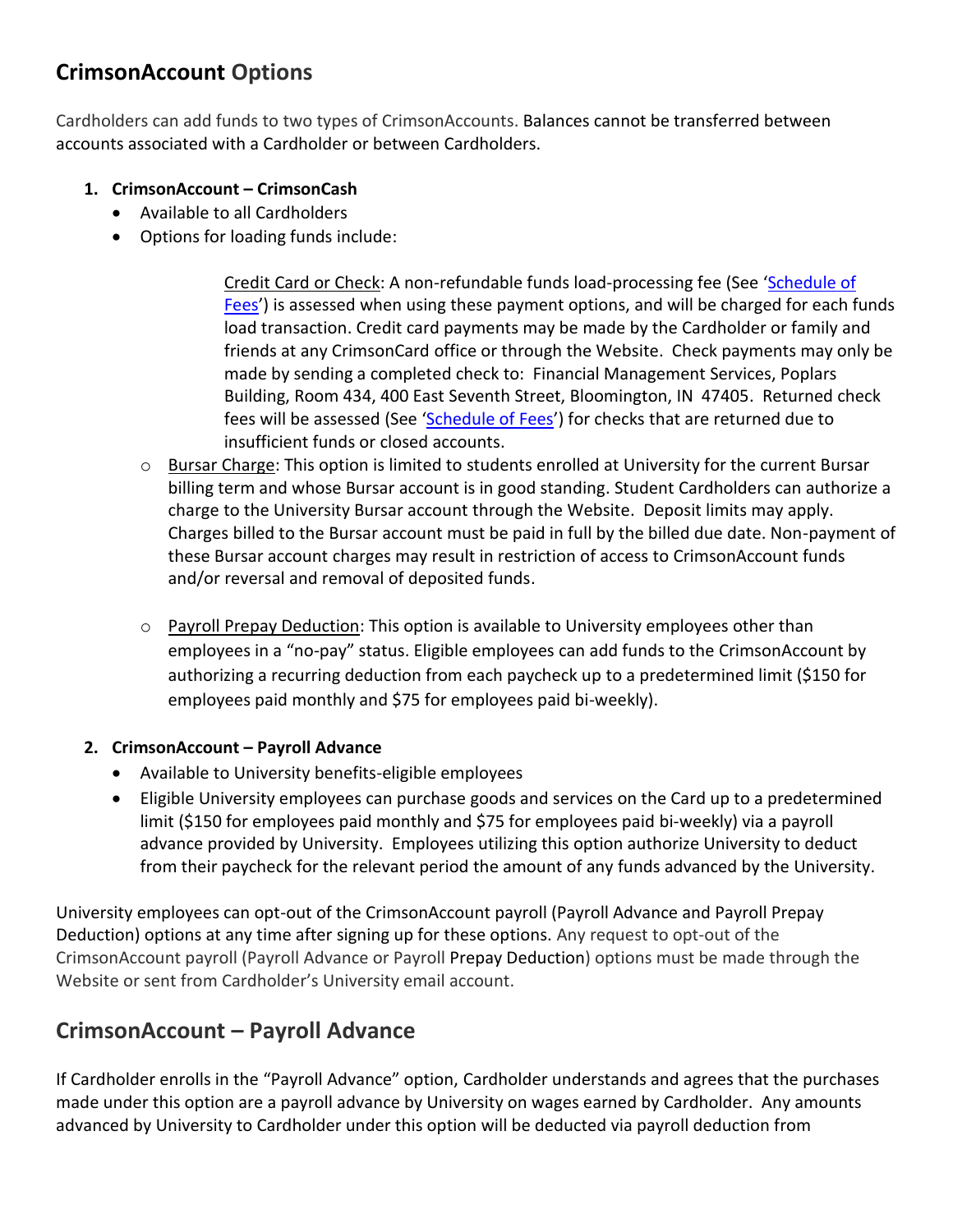## CrimsonAccount Options

Cardholders can add funds to two types of CrimsonAccounts. Balances cannot be transferred between accounts associated with a Cardholder or between Cardholders.

1. **CrimsonAccount – CrimsonCash**
   - Available to all Cardholders
   - Options for loading funds include:

     Credit Card or Check: A non-refundable funds load-processing fee (See 'Schedule of Fees') is assessed when using these payment options, and will be charged for each funds load transaction. Credit card payments may be made by the Cardholder or family and friends at any CrimsonCard office or through the Website. Check payments may only be made by sending a completed check to: Financial Management Services, Poplars Building, Room 434, 400 East Seventh Street, Bloomington, IN 47405. Returned check fees will be assessed (See 'Schedule of Fees') for checks that are returned due to insufficient funds or closed accounts.

     - Bursar Charge: This option is limited to students enrolled at University for the current Bursar billing term and whose Bursar account is in good standing. Student Cardholders can authorize a charge to the University Bursar account through the Website. Deposit limits may apply. Charges billed to the Bursar account must be paid in full by the billed due date. Non-payment of these Bursar account charges may result in restriction of access to CrimsonAccount funds and/or reversal and removal of deposited funds.

     - Payroll Prepay Deduction: This option is available to University employees other than employees in a "no-pay" status. Eligible employees can add funds to the CrimsonAccount by authorizing a recurring deduction from each paycheck up to a predetermined limit ($150 for employees paid monthly and $75 for employees paid bi-weekly).

2. **CrimsonAccount – Payroll Advance**
   - Available to University benefits-eligible employees
   - Eligible University employees can purchase goods and services on the Card up to a predetermined limit ($150 for employees paid monthly and $75 for employees paid bi-weekly) via a payroll advance provided by University. Employees utilizing this option authorize University to deduct from their paycheck for the relevant period the amount of any funds advanced by the University.

University employees can opt-out of the CrimsonAccount payroll (Payroll Advance and Payroll Prepay Deduction) options at any time after signing up for these options. Any request to opt-out of the CrimsonAccount payroll (Payroll Advance or Payroll Prepay Deduction) options must be made through the Website or sent from Cardholder's University email account.

## CrimsonAccount – Payroll Advance

If Cardholder enrolls in the "Payroll Advance" option, Cardholder understands and agrees that the purchases made under this option are a payroll advance by University on wages earned by Cardholder. Any amounts advanced by University to Cardholder under this option will be deducted via payroll deduction from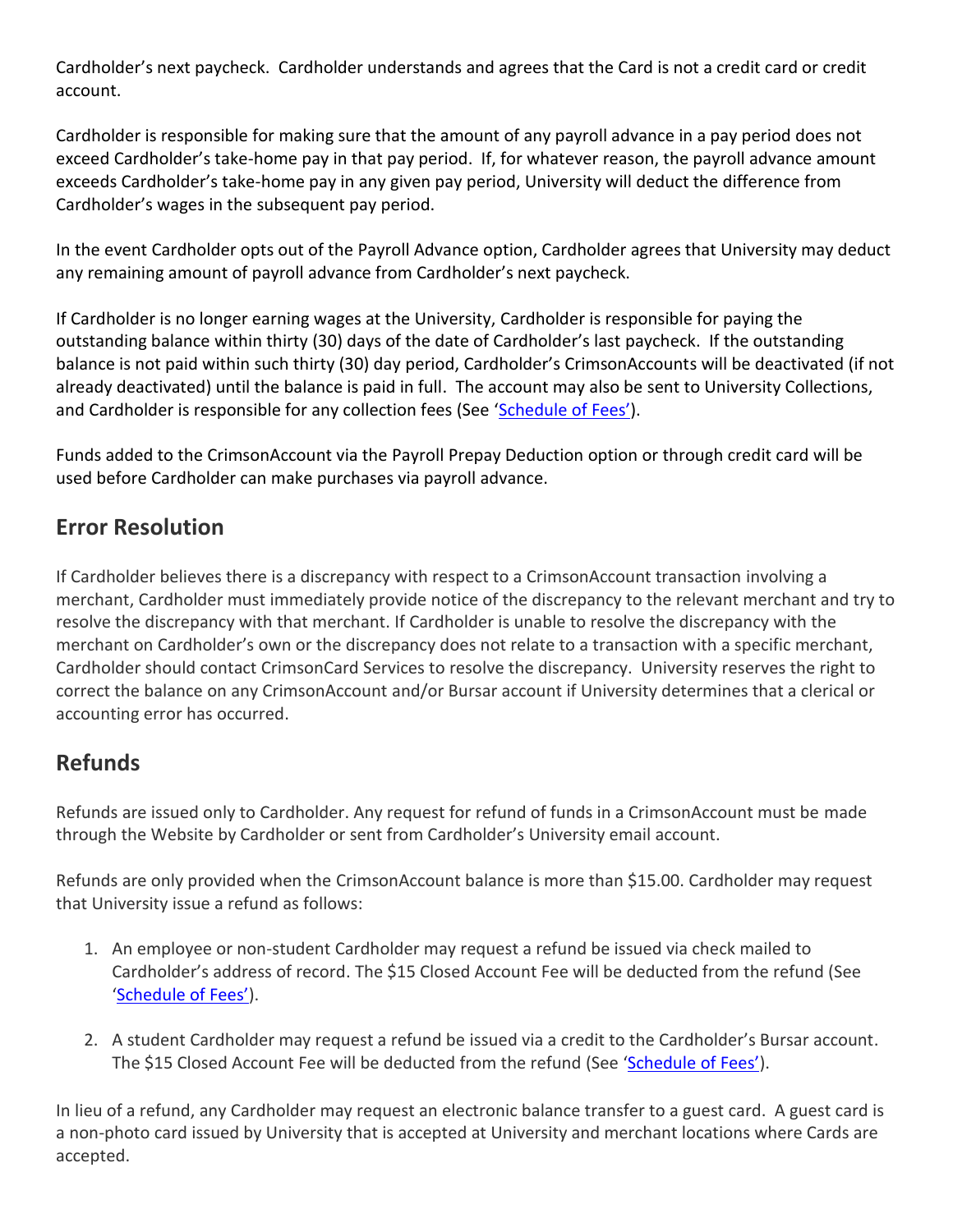Cardholder's next paycheck. Cardholder understands and agrees that the Card is not a credit card or credit account.

Cardholder is responsible for making sure that the amount of any payroll advance in a pay period does not exceed Cardholder's take-home pay in that pay period. If, for whatever reason, the payroll advance amount exceeds Cardholder's take-home pay in any given pay period, University will deduct the difference from Cardholder's wages in the subsequent pay period.

In the event Cardholder opts out of the Payroll Advance option, Cardholder agrees that University may deduct any remaining amount of payroll advance from Cardholder's next paycheck.

If Cardholder is no longer earning wages at the University, Cardholder is responsible for paying the outstanding balance within thirty (30) days of the date of Cardholder's last paycheck. If the outstanding balance is not paid within such thirty (30) day period, Cardholder's CrimsonAccounts will be deactivated (if not already deactivated) until the balance is paid in full. The account may also be sent to University Collections, and Cardholder is responsible for any collection fees (See 'Schedule of Fees').

Funds added to the CrimsonAccount via the Payroll Prepay Deduction option or through credit card will be used before Cardholder can make purchases via payroll advance.

## Error Resolution

If Cardholder believes there is a discrepancy with respect to a CrimsonAccount transaction involving a merchant, Cardholder must immediately provide notice of the discrepancy to the relevant merchant and try to resolve the discrepancy with that merchant. If Cardholder is unable to resolve the discrepancy with the merchant on Cardholder's own or the discrepancy does not relate to a transaction with a specific merchant, Cardholder should contact CrimsonCard Services to resolve the discrepancy. University reserves the right to correct the balance on any CrimsonAccount and/or Bursar account if University determines that a clerical or accounting error has occurred.

## Refunds

Refunds are issued only to Cardholder. Any request for refund of funds in a CrimsonAccount must be made through the Website by Cardholder or sent from Cardholder's University email account.

Refunds are only provided when the CrimsonAccount balance is more than $15.00. Cardholder may request that University issue a refund as follows:

1. An employee or non-student Cardholder may request a refund be issued via check mailed to Cardholder's address of record. The $15 Closed Account Fee will be deducted from the refund (See 'Schedule of Fees').

2. A student Cardholder may request a refund be issued via a credit to the Cardholder's Bursar account. The $15 Closed Account Fee will be deducted from the refund (See 'Schedule of Fees').

In lieu of a refund, any Cardholder may request an electronic balance transfer to a guest card. A guest card is a non-photo card issued by University that is accepted at University and merchant locations where Cards are accepted.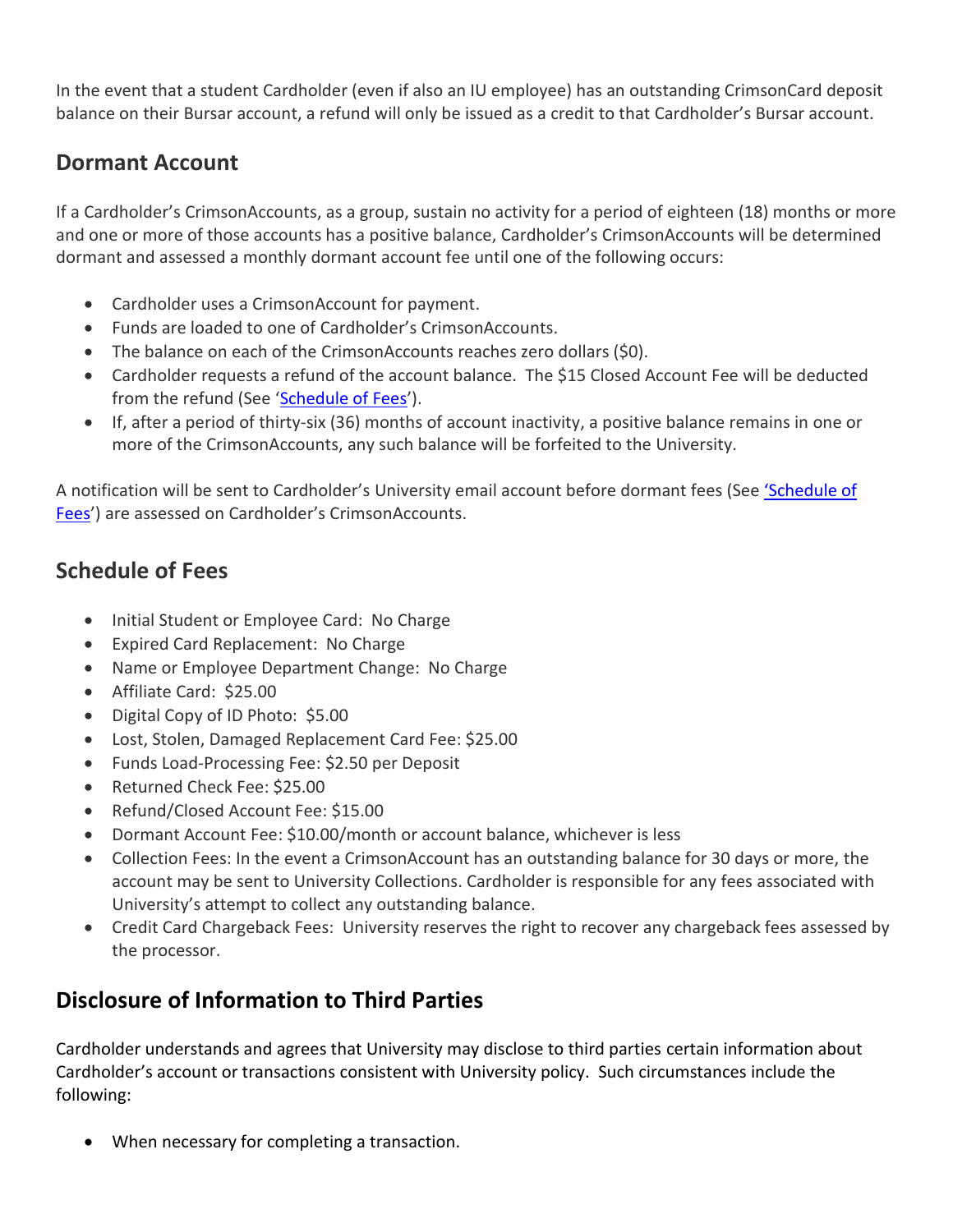In the event that a student Cardholder (even if also an IU employee) has an outstanding CrimsonCard deposit balance on their Bursar account, a refund will only be issued as a credit to that Cardholder's Bursar account.

## Dormant Account

If a Cardholder's CrimsonAccounts, as a group, sustain no activity for a period of eighteen (18) months or more and one or more of those accounts has a positive balance, Cardholder's CrimsonAccounts will be determined dormant and assessed a monthly dormant account fee until one of the following occurs:

- Cardholder uses a CrimsonAccount for payment.
- Funds are loaded to one of Cardholder's CrimsonAccounts.
- The balance on each of the CrimsonAccounts reaches zero dollars ($0).
- Cardholder requests a refund of the account balance. The $15 Closed Account Fee will be deducted from the refund (See 'Schedule of Fees').
- If, after a period of thirty-six (36) months of account inactivity, a positive balance remains in one or more of the CrimsonAccounts, any such balance will be forfeited to the University.

A notification will be sent to Cardholder's University email account before dormant fees (See 'Schedule of Fees') are assessed on Cardholder's CrimsonAccounts.

## Schedule of Fees

- Initial Student or Employee Card: No Charge
- Expired Card Replacement: No Charge
- Name or Employee Department Change: No Charge
- Affiliate Card: $25.00
- Digital Copy of ID Photo: $5.00
- Lost, Stolen, Damaged Replacement Card Fee: $25.00
- Funds Load-Processing Fee: $2.50 per Deposit
- Returned Check Fee: $25.00
- Refund/Closed Account Fee: $15.00
- Dormant Account Fee: $10.00/month or account balance, whichever is less
- Collection Fees: In the event a CrimsonAccount has an outstanding balance for 30 days or more, the account may be sent to University Collections. Cardholder is responsible for any fees associated with University's attempt to collect any outstanding balance.
- Credit Card Chargeback Fees: University reserves the right to recover any chargeback fees assessed by the processor.

## Disclosure of Information to Third Parties

Cardholder understands and agrees that University may disclose to third parties certain information about Cardholder's account or transactions consistent with University policy. Such circumstances include the following:

- When necessary for completing a transaction.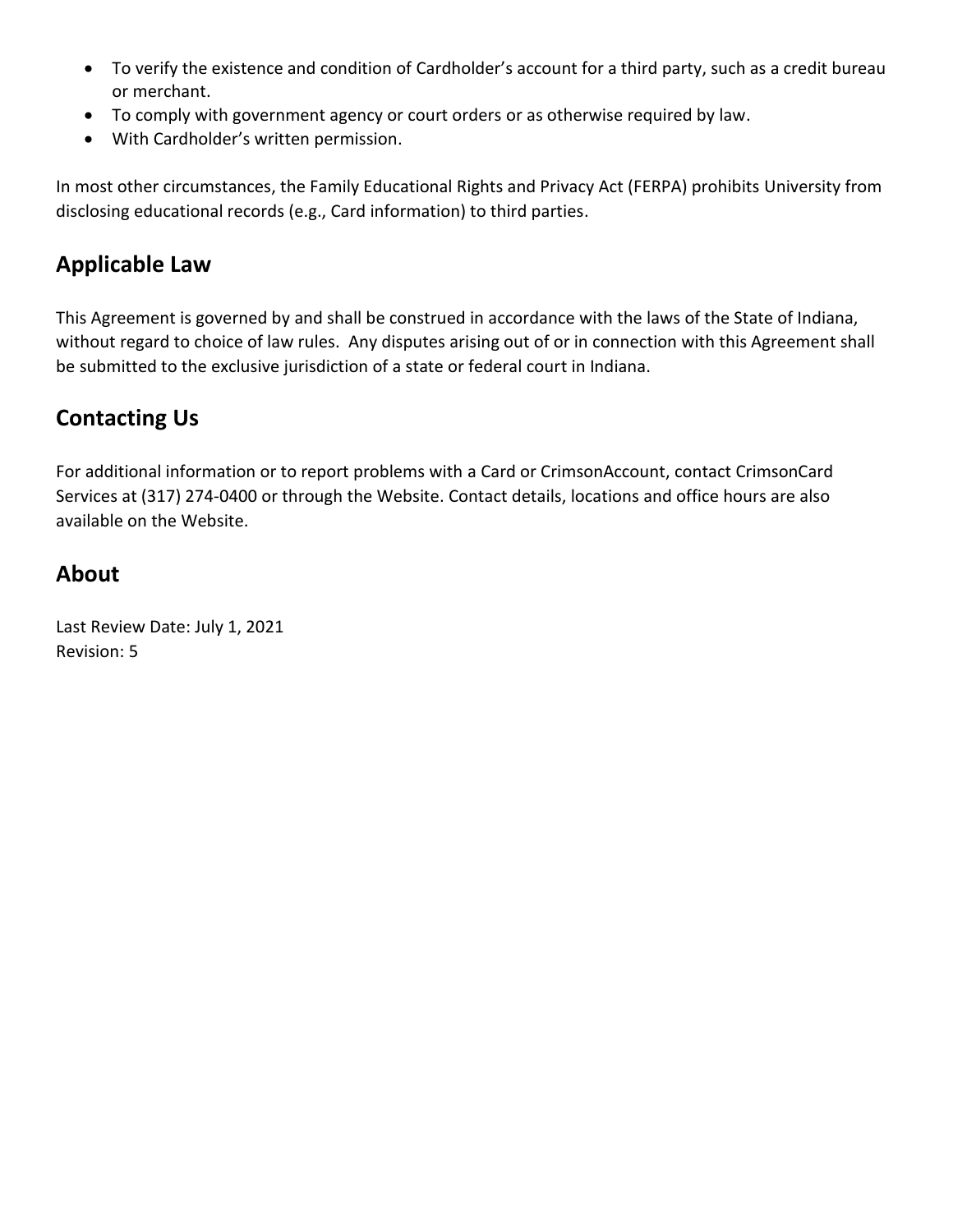- To verify the existence and condition of Cardholder's account for a third party, such as a credit bureau or merchant.
- To comply with government agency or court orders or as otherwise required by law.
- With Cardholder's written permission.

In most other circumstances, the Family Educational Rights and Privacy Act (FERPA) prohibits University from disclosing educational records (e.g., Card information) to third parties.

## Applicable Law

This Agreement is governed by and shall be construed in accordance with the laws of the State of Indiana, without regard to choice of law rules. Any disputes arising out of or in connection with this Agreement shall be submitted to the exclusive jurisdiction of a state or federal court in Indiana.

## Contacting Us

For additional information or to report problems with a Card or CrimsonAccount, contact CrimsonCard Services at (317) 274-0400 or through the Website. Contact details, locations and office hours are also available on the Website.

## About

Last Review Date: July 1, 2021
Revision: 5